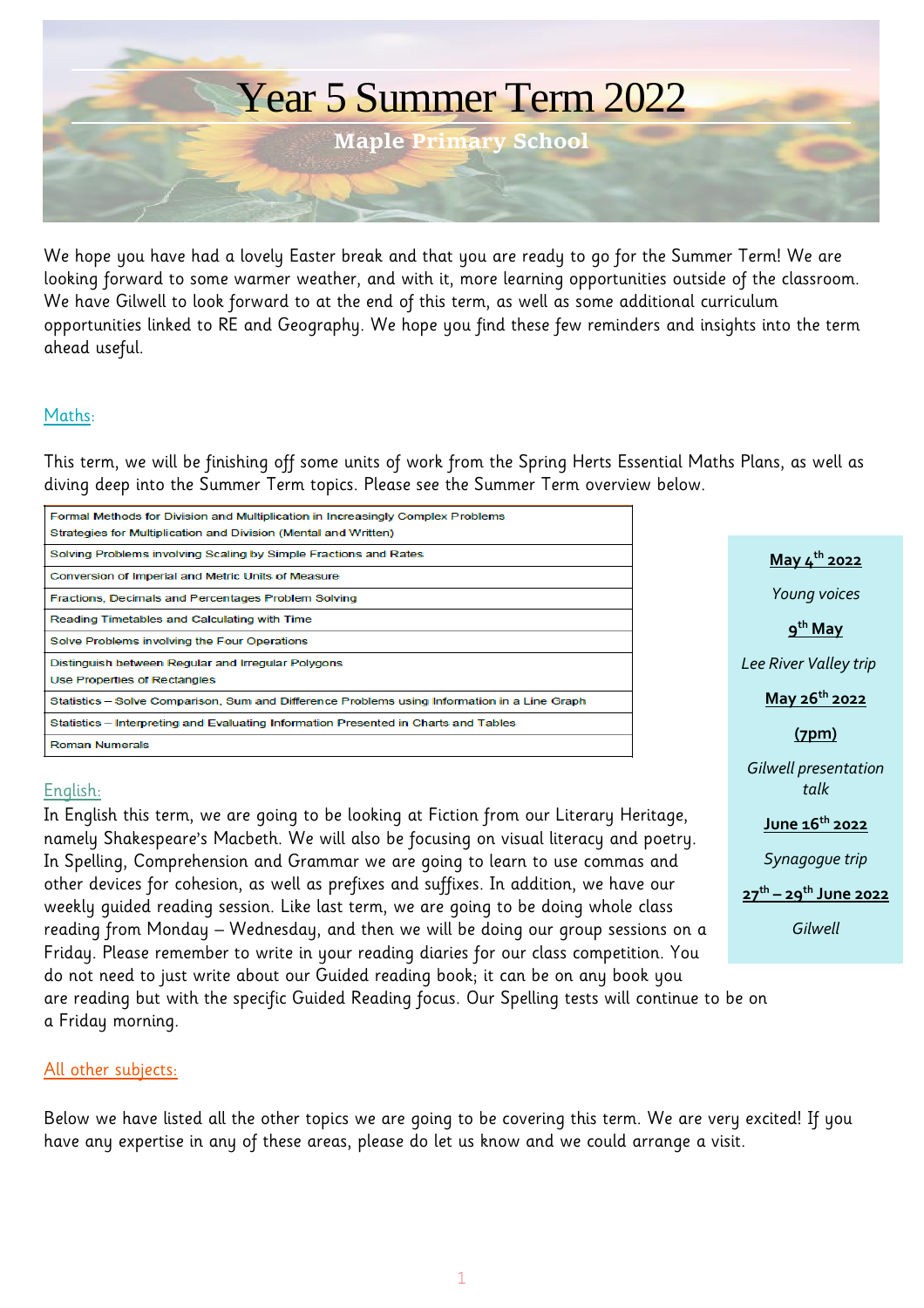# Year 5 Summer Term 2022

## Maple Primary School

We hope you have had a lovely Easter break and that you are ready to go for the Summer Term! We are looking forward to some warmer weather, and with it, more learning opportunities outside of the classroom. We have Gilwell to look forward to at the end of this term, as well as some additional curriculum opportunities linked to RE and Geography. We hope you find these few reminders and insights into the term ahead useful.

### Maths:

This term, we will be finishing off some units of work from the Spring Herts Essential Maths Plans, as well as diving deep into the Summer Term topics. Please see the Summer Term overview below.

| Summer Term overview |
| --- |
| Formal Methods for Division and Multiplication in Increasingly Complex Problems<br>Strategies for Multiplication and Division (Mental and Written) |
| Solving Problems involving Scaling by Simple Fractions and Rates |
| Conversion of Imperial and Metric Units of Measure |
| Fractions, Decimals and Percentages Problem Solving |
| Reading Timetables and Calculating with Time |
| Solve Problems involving the Four Operations |
| Distinguish between Regular and Irregular Polygons<br>Use Properties of Rectangles |
| Statistics – Solve Comparison, Sum and Difference Problems using Information in a Line Graph |
| Statistics – Interpreting and Evaluating Information Presented in Charts and Tables |
| Roman Numerals |

**May 4th 2022**

*Young voices*

**9th May**

*Lee River Valley trip*

**May 26th 2022**

**(7pm)**

*Gilwell presentation talk*

**June 16th 2022**

*Synagogue trip*

**27th – 29th June 2022**

*Gilwell*

### English:

In English this term, we are going to be looking at Fiction from our Literary Heritage, namely Shakespeare's Macbeth. We will also be focusing on visual literacy and poetry. In Spelling, Comprehension and Grammar we are going to learn to use commas and other devices for cohesion, as well as prefixes and suffixes. In addition, we have our weekly guided reading session. Like last term, we are going to be doing whole class reading from Monday – Wednesday, and then we will be doing our group sessions on a Friday. Please remember to write in your reading diaries for our class competition. You do not need to just write about our Guided reading book; it can be on any book you are reading but with the specific Guided Reading focus. Our Spelling tests will continue to be on a Friday morning.

### All other subjects:

Below we have listed all the other topics we are going to be covering this term. We are very excited! If you have any expertise in any of these areas, please do let us know and we could arrange a visit.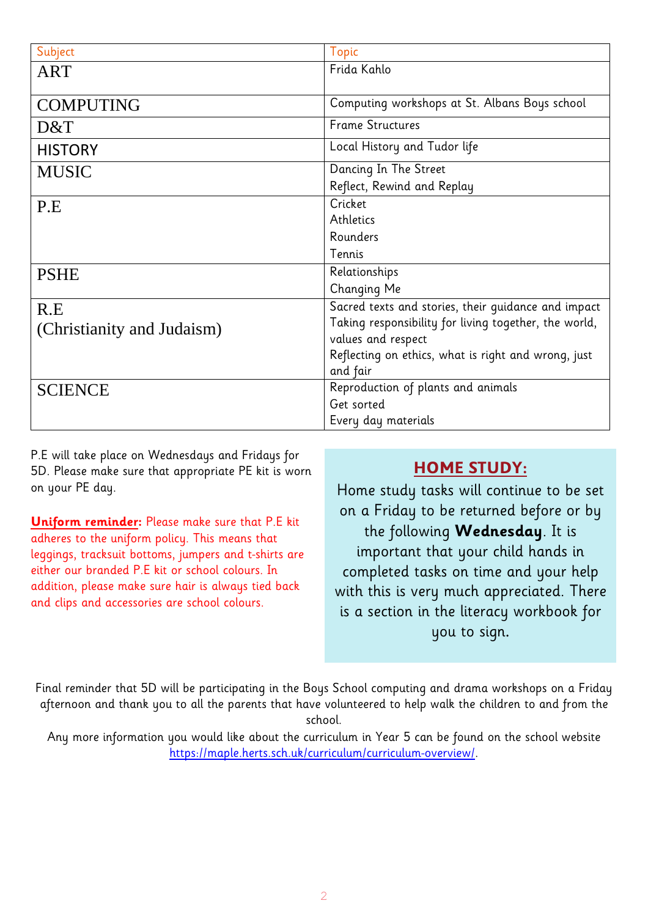| Subject | Topic |
| --- | --- |
| ART | Frida Kahlo |
| COMPUTING | Computing workshops at St. Albans Boys school |
| D&T | Frame Structures |
| HISTORY | Local History and Tudor life |
| MUSIC | Dancing In The Street<br>Reflect, Rewind and Replay |
| P.E | Cricket<br>Athletics<br>Rounders<br>Tennis |
| PSHE | Relationships<br>Changing Me |
| R.E<br>(Christianity and Judaism) | Sacred texts and stories, their guidance and impact<br>Taking responsibility for living together, the world, values and respect<br>Reflecting on ethics, what is right and wrong, just and fair |
| SCIENCE | Reproduction of plants and animals<br>Get sorted<br>Every day materials |

P.E will take place on Wednesdays and Fridays for 5D. Please make sure that appropriate PE kit is worn on your PE day.

**Uniform reminder:** Please make sure that P.E kit adheres to the uniform policy. This means that leggings, tracksuit bottoms, jumpers and t-shirts are either our branded P.E kit or school colours. In addition, please make sure hair is always tied back and clips and accessories are school colours.

## HOME STUDY:

Home study tasks will continue to be set on a Friday to be returned before or by the following **Wednesday**. It is important that your child hands in completed tasks on time and your help with this is very much appreciated. There is a section in the literacy workbook for you to sign.

Final reminder that 5D will be participating in the Boys School computing and drama workshops on a Friday afternoon and thank you to all the parents that have volunteered to help walk the children to and from the school.

Any more information you would like about the curriculum in Year 5 can be found on the school website https://maple.herts.sch.uk/curriculum/curriculum-overview/.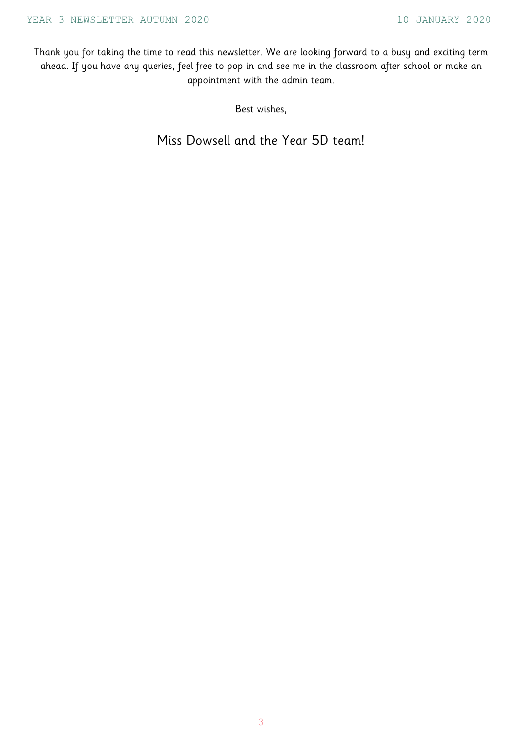Thank you for taking the time to read this newsletter. We are looking forward to a busy and exciting term ahead. If you have any queries, feel free to pop in and see me in the classroom after school or make an appointment with the admin team.

Best wishes,

Miss Dowsell and the Year 5D team!